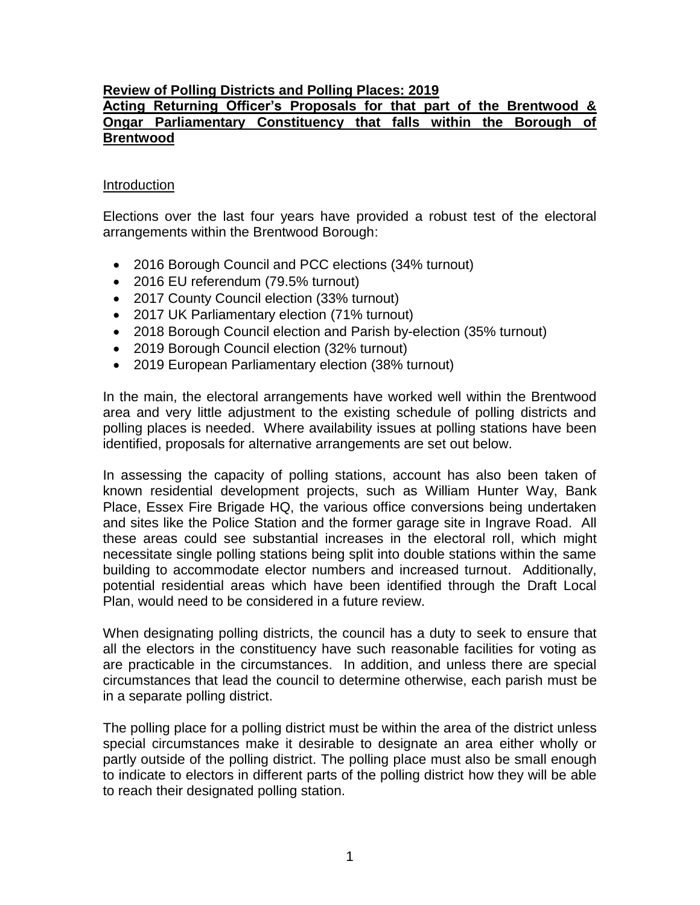**Review of Polling Districts and Polling Places: 2019**

**Acting Returning Officer's Proposals for that part of the Brentwood & Ongar Parliamentary Constituency that falls within the Borough of Brentwood**

## Introduction

Elections over the last four years have provided a robust test of the electoral arrangements within the Brentwood Borough:

- 2016 Borough Council and PCC elections (34% turnout)
- 2016 EU referendum (79.5% turnout)
- 2017 County Council election (33% turnout)
- 2017 UK Parliamentary election (71% turnout)
- 2018 Borough Council election and Parish by-election (35% turnout)
- 2019 Borough Council election (32% turnout)
- 2019 European Parliamentary election (38% turnout)

In the main, the electoral arrangements have worked well within the Brentwood area and very little adjustment to the existing schedule of polling districts and polling places is needed. Where availability issues at polling stations have been identified, proposals for alternative arrangements are set out below.

In assessing the capacity of polling stations, account has also been taken of known residential development projects, such as William Hunter Way, Bank Place, Essex Fire Brigade HQ, the various office conversions being undertaken and sites like the Police Station and the former garage site in Ingrave Road. All these areas could see substantial increases in the electoral roll, which might necessitate single polling stations being split into double stations within the same building to accommodate elector numbers and increased turnout. Additionally, potential residential areas which have been identified through the Draft Local Plan, would need to be considered in a future review.

When designating polling districts, the council has a duty to seek to ensure that all the electors in the constituency have such reasonable facilities for voting as are practicable in the circumstances. In addition, and unless there are special circumstances that lead the council to determine otherwise, each parish must be in a separate polling district.

The polling place for a polling district must be within the area of the district unless special circumstances make it desirable to designate an area either wholly or partly outside of the polling district. The polling place must also be small enough to indicate to electors in different parts of the polling district how they will be able to reach their designated polling station.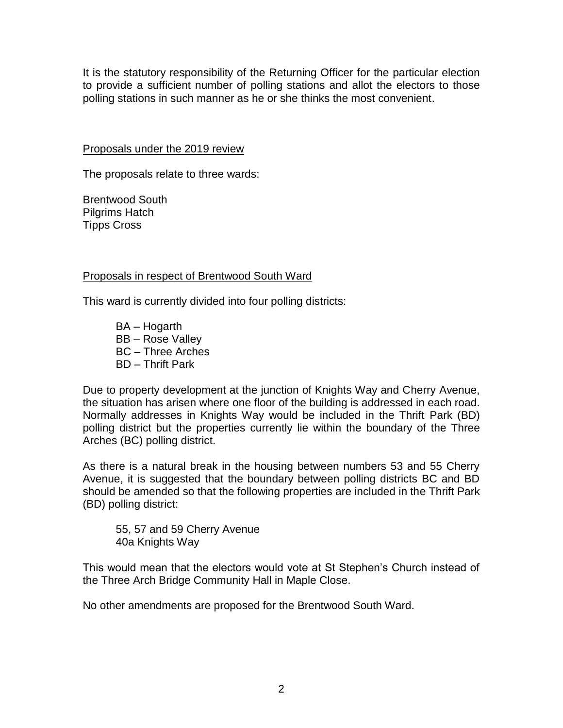It is the statutory responsibility of the Returning Officer for the particular election to provide a sufficient number of polling stations and allot the electors to those polling stations in such manner as he or she thinks the most convenient.

## Proposals under the 2019 review

The proposals relate to three wards:

Brentwood South
Pilgrims Hatch
Tipps Cross

## Proposals in respect of Brentwood South Ward

This ward is currently divided into four polling districts:

BA – Hogarth
BB – Rose Valley
BC – Three Arches
BD – Thrift Park

Due to property development at the junction of Knights Way and Cherry Avenue, the situation has arisen where one floor of the building is addressed in each road. Normally addresses in Knights Way would be included in the Thrift Park (BD) polling district but the properties currently lie within the boundary of the Three Arches (BC) polling district.

As there is a natural break in the housing between numbers 53 and 55 Cherry Avenue, it is suggested that the boundary between polling districts BC and BD should be amended so that the following properties are included in the Thrift Park (BD) polling district:

55, 57 and 59 Cherry Avenue
40a Knights Way

This would mean that the electors would vote at St Stephen's Church instead of the Three Arch Bridge Community Hall in Maple Close.

No other amendments are proposed for the Brentwood South Ward.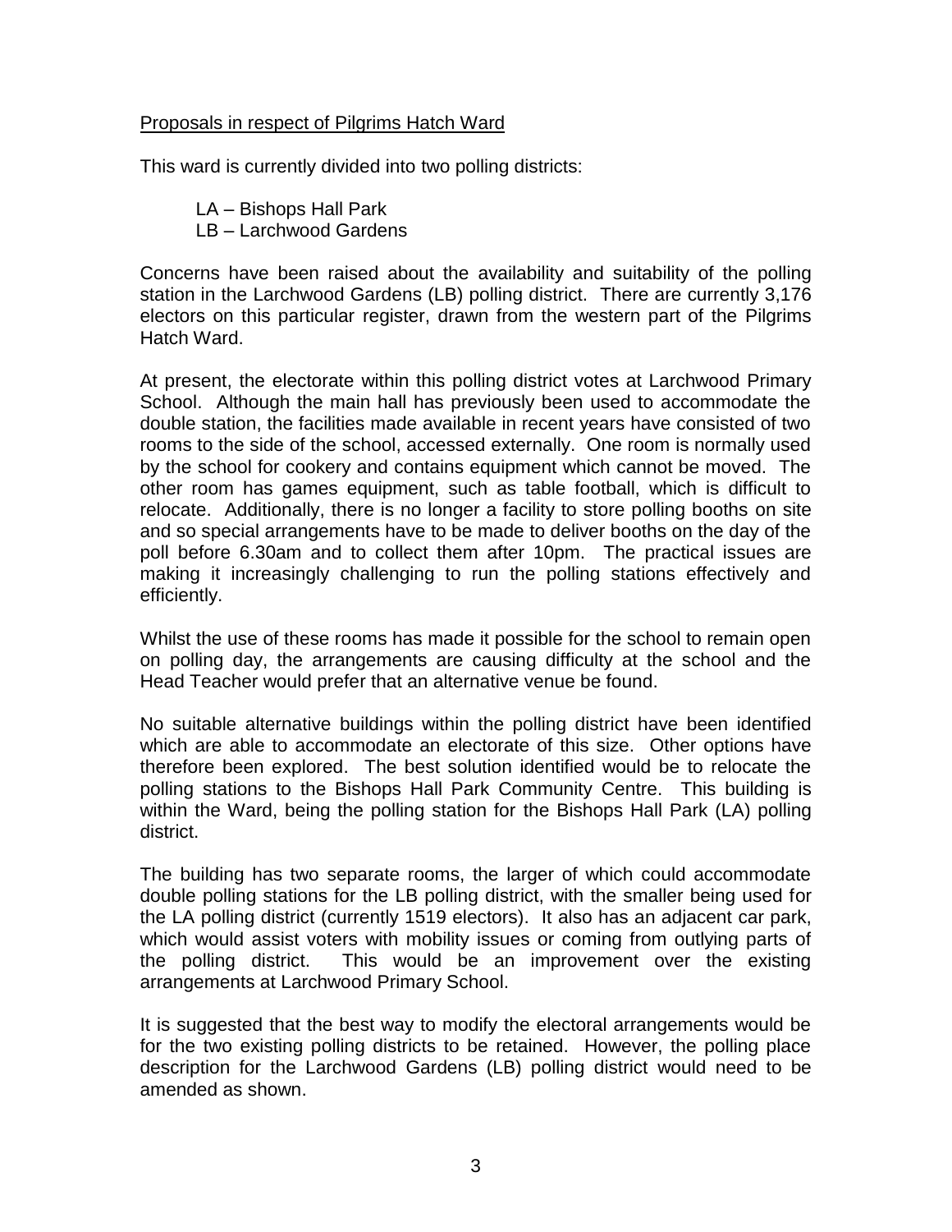Proposals in respect of Pilgrims Hatch Ward

This ward is currently divided into two polling districts:

LA – Bishops Hall Park
LB – Larchwood Gardens

Concerns have been raised about the availability and suitability of the polling station in the Larchwood Gardens (LB) polling district. There are currently 3,176 electors on this particular register, drawn from the western part of the Pilgrims Hatch Ward.

At present, the electorate within this polling district votes at Larchwood Primary School. Although the main hall has previously been used to accommodate the double station, the facilities made available in recent years have consisted of two rooms to the side of the school, accessed externally. One room is normally used by the school for cookery and contains equipment which cannot be moved. The other room has games equipment, such as table football, which is difficult to relocate. Additionally, there is no longer a facility to store polling booths on site and so special arrangements have to be made to deliver booths on the day of the poll before 6.30am and to collect them after 10pm. The practical issues are making it increasingly challenging to run the polling stations effectively and efficiently.

Whilst the use of these rooms has made it possible for the school to remain open on polling day, the arrangements are causing difficulty at the school and the Head Teacher would prefer that an alternative venue be found.

No suitable alternative buildings within the polling district have been identified which are able to accommodate an electorate of this size. Other options have therefore been explored. The best solution identified would be to relocate the polling stations to the Bishops Hall Park Community Centre. This building is within the Ward, being the polling station for the Bishops Hall Park (LA) polling district.

The building has two separate rooms, the larger of which could accommodate double polling stations for the LB polling district, with the smaller being used for the LA polling district (currently 1519 electors). It also has an adjacent car park, which would assist voters with mobility issues or coming from outlying parts of the polling district. This would be an improvement over the existing arrangements at Larchwood Primary School.

It is suggested that the best way to modify the electoral arrangements would be for the two existing polling districts to be retained. However, the polling place description for the Larchwood Gardens (LB) polling district would need to be amended as shown.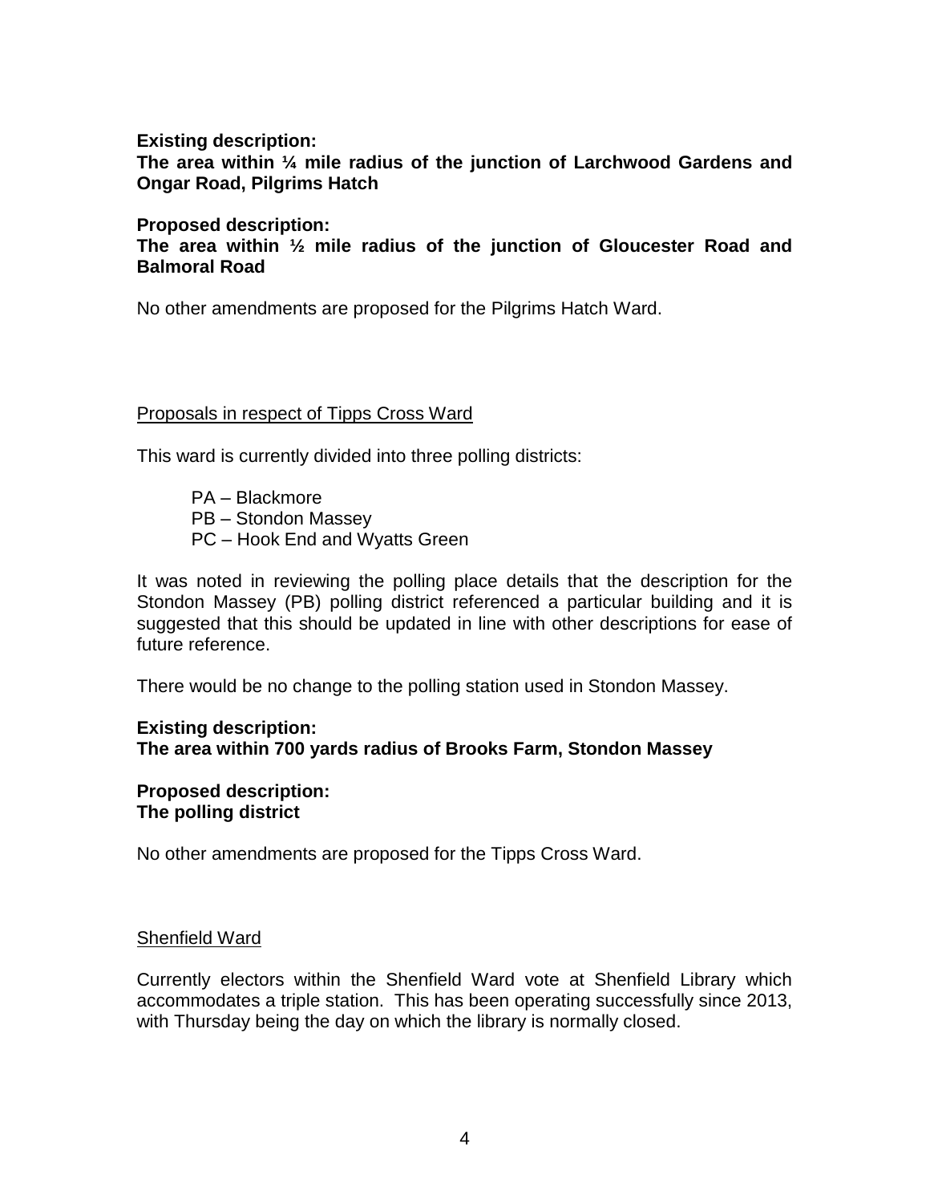**Existing description:**
**The area within ¼ mile radius of the junction of Larchwood Gardens and Ongar Road, Pilgrims Hatch**

**Proposed description:**
**The area within ½ mile radius of the junction of Gloucester Road and Balmoral Road**

No other amendments are proposed for the Pilgrims Hatch Ward.

<u>Proposals in respect of Tipps Cross Ward</u>

This ward is currently divided into three polling districts:

PA – Blackmore
PB – Stondon Massey
PC – Hook End and Wyatts Green

It was noted in reviewing the polling place details that the description for the Stondon Massey (PB) polling district referenced a particular building and it is suggested that this should be updated in line with other descriptions for ease of future reference.

There would be no change to the polling station used in Stondon Massey.

**Existing description:**
**The area within 700 yards radius of Brooks Farm, Stondon Massey**

**Proposed description:**
**The polling district**

No other amendments are proposed for the Tipps Cross Ward.

<u>Shenfield Ward</u>

Currently electors within the Shenfield Ward vote at Shenfield Library which accommodates a triple station. This has been operating successfully since 2013, with Thursday being the day on which the library is normally closed.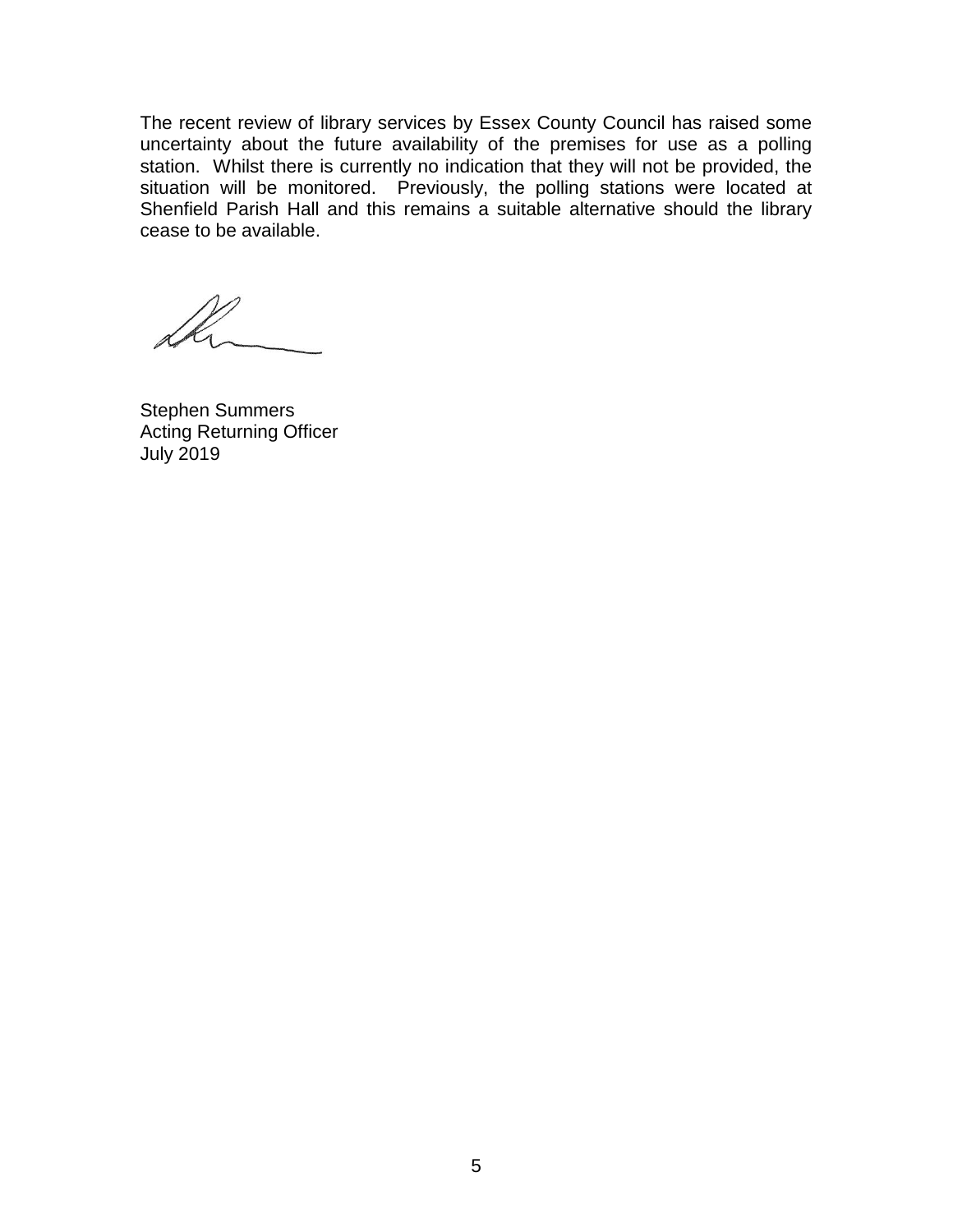The recent review of library services by Essex County Council has raised some uncertainty about the future availability of the premises for use as a polling station. Whilst there is currently no indication that they will not be provided, the situation will be monitored. Previously, the polling stations were located at Shenfield Parish Hall and this remains a suitable alternative should the library cease to be available.

Stephen Summers
Acting Returning Officer
July 2019